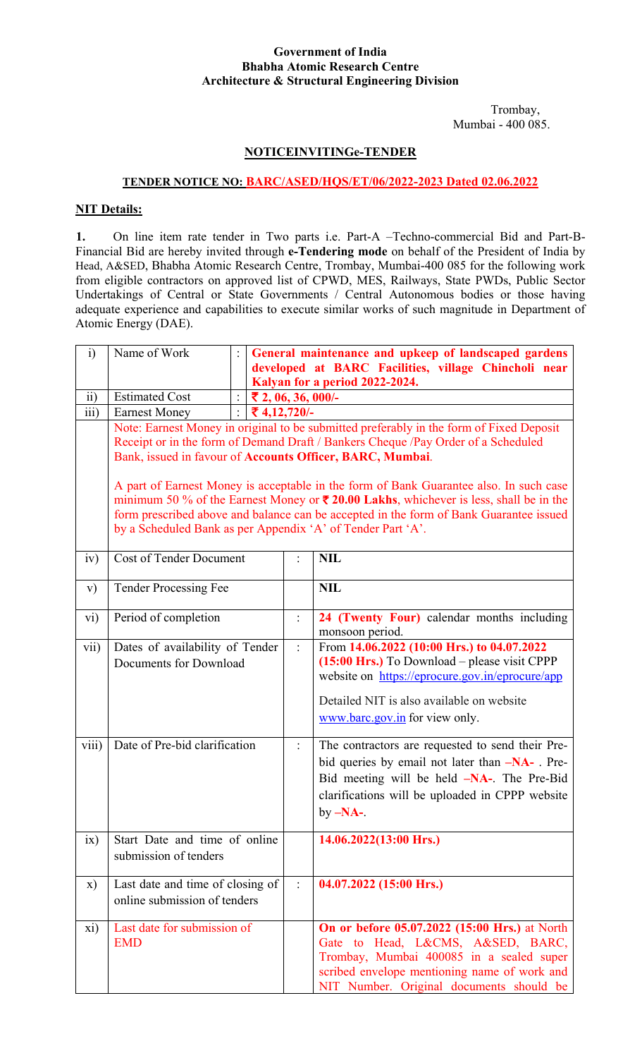**Government of India**
**Bhabha Atomic Research Centre**
**Architecture & Structural Engineering Division**

Trombay,
Mumbai - 400 085.

## NOTICEINVITINGe-TENDER

**TENDER NOTICE NO: BARC/ASED/HQS/ET/06/2022-2023 Dated 02.06.2022**

**NIT Details:**

**1.** On line item rate tender in Two parts i.e. Part-A –Techno-commercial Bid and Part-B-Financial Bid are hereby invited through **e-Tendering mode** on behalf of the President of India by Head, A&SED, Bhabha Atomic Research Centre, Trombay, Mumbai-400 085 for the following work from eligible contractors on approved list of CPWD, MES, Railways, State PWDs, Public Sector Undertakings of Central or State Governments / Central Autonomous bodies or those having adequate experience and capabilities to execute similar works of such magnitude in Department of Atomic Energy (DAE).

| | | | |
|---|---|---|---|
| i) | Name of Work | : | **General maintenance and upkeep of landscaped gardens developed at BARC Facilities, village Chincholi near Kalyan for a period 2022-2024.** |
| ii) | Estimated Cost | : | **₹ 2, 06, 36, 000/-** |
| iii) | Earnest Money | : | **₹ 4,12,720/-** |
| | Note: Earnest Money in original to be submitted preferably in the form of Fixed Deposit Receipt or in the form of Demand Draft / Bankers Cheque /Pay Order of a Scheduled Bank, issued in favour of **Accounts Officer, BARC, Mumbai**. <br><br> A part of Earnest Money is acceptable in the form of Bank Guarantee also. In such case minimum 50 % of the Earnest Money or **₹ 20.00 Lakhs**, whichever is less, shall be in the form prescribed above and balance can be accepted in the form of Bank Guarantee issued by a Scheduled Bank as per Appendix 'A' of Tender Part 'A'. | | |
| iv) | Cost of Tender Document | : | **NIL** |
| v) | Tender Processing Fee | | **NIL** |
| vi) | Period of completion | : | **24 (Twenty Four)** calendar months including monsoon period. |
| vii) | Dates of availability of Tender Documents for Download | : | From **14.06.2022 (10:00 Hrs.) to 04.07.2022 (15:00 Hrs.)** To Download – please visit CPPP website on https://eprocure.gov.in/eprocure/app <br><br> Detailed NIT is also available on website www.barc.gov.in for view only. |
| viii) | Date of Pre-bid clarification | : | The contractors are requested to send their Pre-bid queries by email not later than **–NA-** . Pre-Bid meeting will be held **–NA-**. The Pre-Bid clarifications will be uploaded in CPPP website by **–NA-**. |
| ix) | Start Date and time of online submission of tenders | | **14.06.2022(13:00 Hrs.)** |
| x) | Last date and time of closing of online submission of tenders | : | **04.07.2022 (15:00 Hrs.)** |
| xi) | Last date for submission of EMD | | **On or before 05.07.2022 (15:00 Hrs.)** at North Gate to Head, L&CMS, A&SED, BARC, Trombay, Mumbai 400085 in a sealed super scribed envelope mentioning name of work and NIT Number. Original documents should be |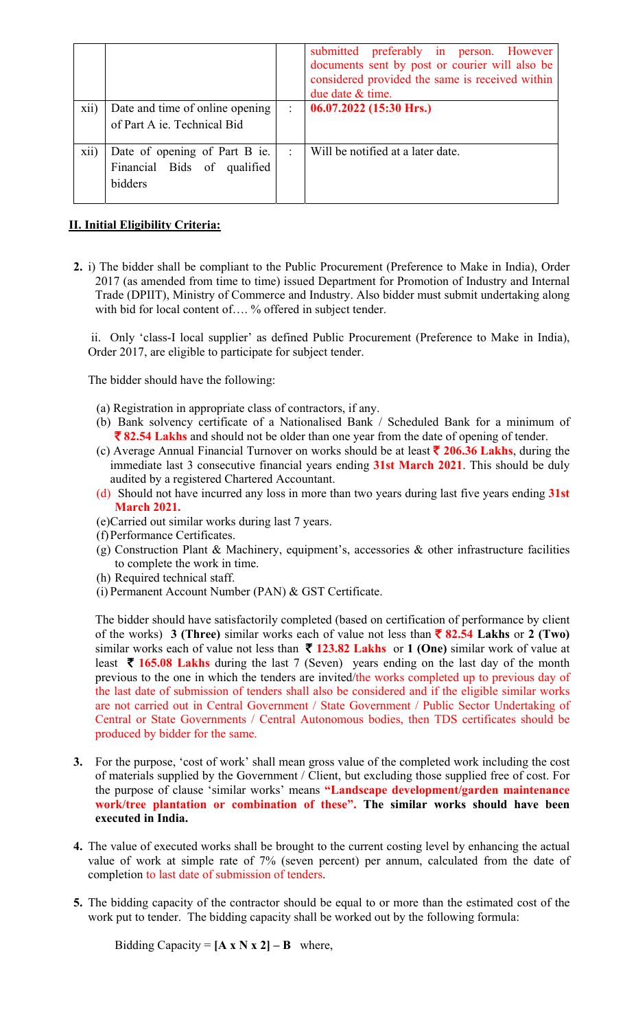|  |  |  | submitted preferably in person. However documents sent by post or courier will also be considered provided the same is received within due date & time. |
|---|---|---|---|
| xii) | Date and time of online opening of Part A ie. Technical Bid | : | **06.07.2022 (15:30 Hrs.)** |
| xii) | Date of opening of Part B ie. Financial Bids of qualified bidders | : | Will be notified at a later date. |

## II. Initial Eligibility Criteria:

**2.** i) The bidder shall be compliant to the Public Procurement (Preference to Make in India), Order 2017 (as amended from time to time) issued Department for Promotion of Industry and Internal Trade (DPIIT), Ministry of Commerce and Industry. Also bidder must submit undertaking along with bid for local content of…. % offered in subject tender.

ii. Only 'class-I local supplier' as defined Public Procurement (Preference to Make in India), Order 2017, are eligible to participate for subject tender.

The bidder should have the following:

(a) Registration in appropriate class of contractors, if any.
(b) Bank solvency certificate of a Nationalised Bank / Scheduled Bank for a minimum of **₹ 82.54 Lakhs** and should not be older than one year from the date of opening of tender.
(c) Average Annual Financial Turnover on works should be at least **₹ 206.36 Lakhs**, during the immediate last 3 consecutive financial years ending **31st March 2021**. This should be duly audited by a registered Chartered Accountant.
(d) Should not have incurred any loss in more than two years during last five years ending **31st March 2021.**
(e) Carried out similar works during last 7 years.
(f) Performance Certificates.
(g) Construction Plant & Machinery, equipment's, accessories & other infrastructure facilities to complete the work in time.
(h) Required technical staff.
(i) Permanent Account Number (PAN) & GST Certificate.

The bidder should have satisfactorily completed (based on certification of performance by client of the works) **3 (Three)** similar works each of value not less than **₹ 82.54 Lakhs** or **2 (Two)** similar works each of value not less than **₹ 123.82 Lakhs** or **1 (One)** similar work of value at least **₹ 165.08 Lakhs** during the last 7 (Seven) years ending on the last day of the month previous to the one in which the tenders are invited/the works completed up to previous day of the last date of submission of tenders shall also be considered and if the eligible similar works are not carried out in Central Government / State Government / Public Sector Undertaking of Central or State Governments / Central Autonomous bodies, then TDS certificates should be produced by bidder for the same.

**3.** For the purpose, 'cost of work' shall mean gross value of the completed work including the cost of materials supplied by the Government / Client, but excluding those supplied free of cost. For the purpose of clause 'similar works' means **"Landscape development/garden maintenance work/tree plantation or combination of these". The similar works should have been executed in India.**

**4.** The value of executed works shall be brought to the current costing level by enhancing the actual value of work at simple rate of 7% (seven percent) per annum, calculated from the date of completion to last date of submission of tenders.

**5.** The bidding capacity of the contractor should be equal to or more than the estimated cost of the work put to tender. The bidding capacity shall be worked out by the following formula:

Bidding Capacity = **[A x N x 2] – B** where,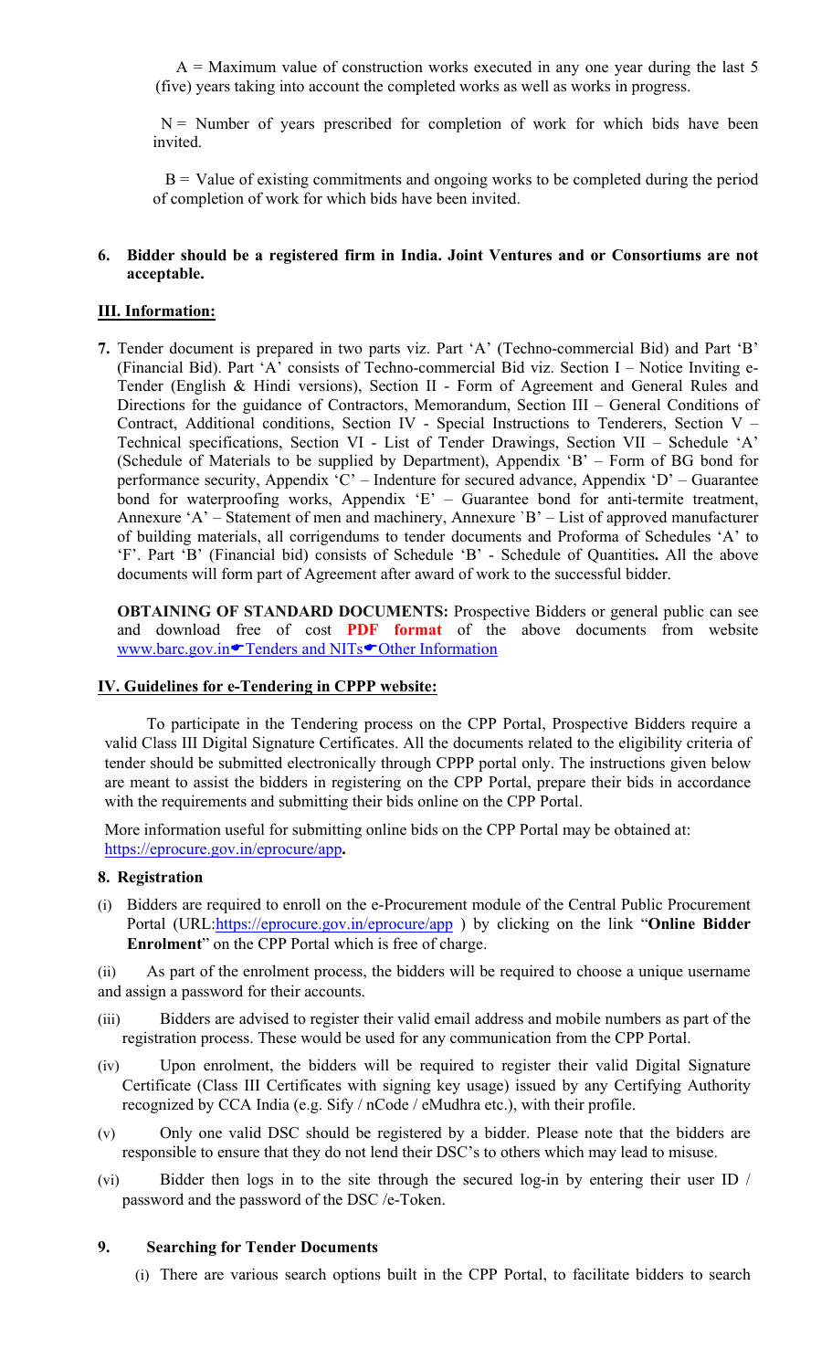A = Maximum value of construction works executed in any one year during the last 5 (five) years taking into account the completed works as well as works in progress.

N = Number of years prescribed for completion of work for which bids have been invited.

B = Value of existing commitments and ongoing works to be completed during the period of completion of work for which bids have been invited.

**6. Bidder should be a registered firm in India. Joint Ventures and or Consortiums are not acceptable.**

## III. Information:

**7.** Tender document is prepared in two parts viz. Part 'A' (Techno-commercial Bid) and Part 'B' (Financial Bid). Part 'A' consists of Techno-commercial Bid viz. Section I – Notice Inviting e-Tender (English & Hindi versions), Section II - Form of Agreement and General Rules and Directions for the guidance of Contractors, Memorandum, Section III – General Conditions of Contract, Additional conditions, Section IV - Special Instructions to Tenderers, Section V – Technical specifications, Section VI - List of Tender Drawings, Section VII – Schedule 'A' (Schedule of Materials to be supplied by Department), Appendix 'B' – Form of BG bond for performance security, Appendix 'C' – Indenture for secured advance, Appendix 'D' – Guarantee bond for waterproofing works, Appendix 'E' – Guarantee bond for anti-termite treatment, Annexure 'A' – Statement of men and machinery, Annexure `B' – List of approved manufacturer of building materials, all corrigendums to tender documents and Proforma of Schedules 'A' to 'F'. Part 'B' (Financial bid) consists of Schedule 'B' - Schedule of Quantities**.** All the above documents will form part of Agreement after award of work to the successful bidder.

**OBTAINING OF STANDARD DOCUMENTS:** Prospective Bidders or general public can see and download free of cost **PDF format** of the above documents from website www.barc.gov.in☛Tenders and NITs☛Other Information

## IV. Guidelines for e-Tendering in CPPP website:

To participate in the Tendering process on the CPP Portal, Prospective Bidders require a valid Class III Digital Signature Certificates. All the documents related to the eligibility criteria of tender should be submitted electronically through CPPP portal only. The instructions given below are meant to assist the bidders in registering on the CPP Portal, prepare their bids in accordance with the requirements and submitting their bids online on the CPP Portal.

More information useful for submitting online bids on the CPP Portal may be obtained at: https://eprocure.gov.in/eprocure/app**.**

### 8. Registration

(i) Bidders are required to enroll on the e-Procurement module of the Central Public Procurement Portal (URL:https://eprocure.gov.in/eprocure/app ) by clicking on the link "**Online Bidder Enrolment**" on the CPP Portal which is free of charge.

(ii) As part of the enrolment process, the bidders will be required to choose a unique username and assign a password for their accounts.

(iii) Bidders are advised to register their valid email address and mobile numbers as part of the registration process. These would be used for any communication from the CPP Portal.

(iv) Upon enrolment, the bidders will be required to register their valid Digital Signature Certificate (Class III Certificates with signing key usage) issued by any Certifying Authority recognized by CCA India (e.g. Sify / nCode / eMudhra etc.), with their profile.

(v) Only one valid DSC should be registered by a bidder. Please note that the bidders are responsible to ensure that they do not lend their DSC's to others which may lead to misuse.

(vi) Bidder then logs in to the site through the secured log-in by entering their user ID / password and the password of the DSC /e-Token.

### 9. Searching for Tender Documents

(i) There are various search options built in the CPP Portal, to facilitate bidders to search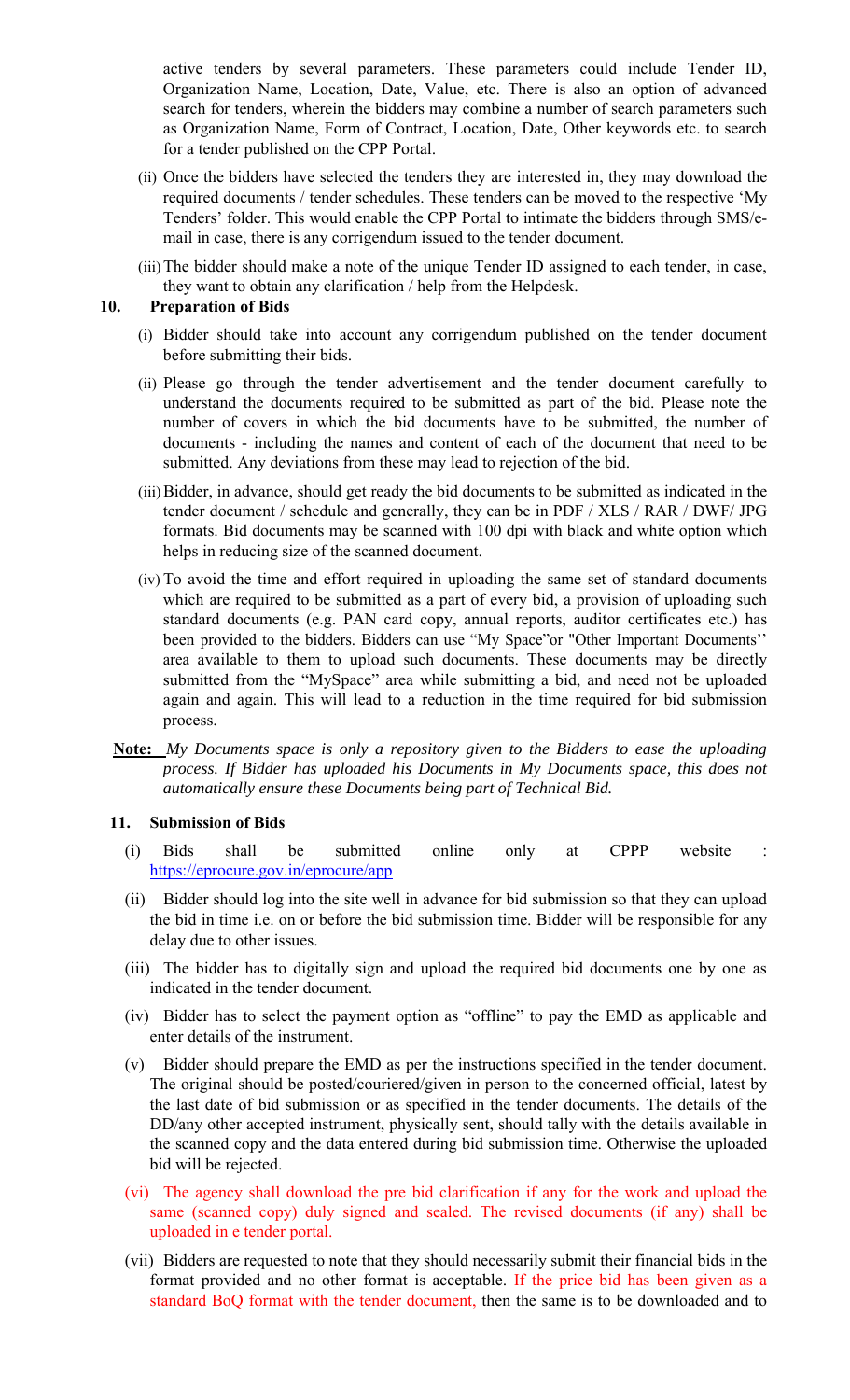active tenders by several parameters. These parameters could include Tender ID, Organization Name, Location, Date, Value, etc. There is also an option of advanced search for tenders, wherein the bidders may combine a number of search parameters such as Organization Name, Form of Contract, Location, Date, Other keywords etc. to search for a tender published on the CPP Portal.

(ii) Once the bidders have selected the tenders they are interested in, they may download the required documents / tender schedules. These tenders can be moved to the respective 'My Tenders' folder. This would enable the CPP Portal to intimate the bidders through SMS/e-mail in case, there is any corrigendum issued to the tender document.

(iii) The bidder should make a note of the unique Tender ID assigned to each tender, in case, they want to obtain any clarification / help from the Helpdesk.

**10. Preparation of Bids**

(i) Bidder should take into account any corrigendum published on the tender document before submitting their bids.

(ii) Please go through the tender advertisement and the tender document carefully to understand the documents required to be submitted as part of the bid. Please note the number of covers in which the bid documents have to be submitted, the number of documents - including the names and content of each of the document that need to be submitted. Any deviations from these may lead to rejection of the bid.

(iii) Bidder, in advance, should get ready the bid documents to be submitted as indicated in the tender document / schedule and generally, they can be in PDF / XLS / RAR / DWF/ JPG formats. Bid documents may be scanned with 100 dpi with black and white option which helps in reducing size of the scanned document.

(iv) To avoid the time and effort required in uploading the same set of standard documents which are required to be submitted as a part of every bid, a provision of uploading such standard documents (e.g. PAN card copy, annual reports, auditor certificates etc.) has been provided to the bidders. Bidders can use "My Space"or "Other Important Documents'' area available to them to upload such documents. These documents may be directly submitted from the "MySpace" area while submitting a bid, and need not be uploaded again and again. This will lead to a reduction in the time required for bid submission process.

**Note:** *My Documents space is only a repository given to the Bidders to ease the uploading process. If Bidder has uploaded his Documents in My Documents space, this does not automatically ensure these Documents being part of Technical Bid.*

**11. Submission of Bids**

(i) Bids shall be submitted online only at CPPP website : https://eprocure.gov.in/eprocure/app

(ii) Bidder should log into the site well in advance for bid submission so that they can upload the bid in time i.e. on or before the bid submission time. Bidder will be responsible for any delay due to other issues.

(iii) The bidder has to digitally sign and upload the required bid documents one by one as indicated in the tender document.

(iv) Bidder has to select the payment option as "offline" to pay the EMD as applicable and enter details of the instrument.

(v) Bidder should prepare the EMD as per the instructions specified in the tender document. The original should be posted/couriered/given in person to the concerned official, latest by the last date of bid submission or as specified in the tender documents. The details of the DD/any other accepted instrument, physically sent, should tally with the details available in the scanned copy and the data entered during bid submission time. Otherwise the uploaded bid will be rejected.

(vi) The agency shall download the pre bid clarification if any for the work and upload the same (scanned copy) duly signed and sealed. The revised documents (if any) shall be uploaded in e tender portal.

(vii) Bidders are requested to note that they should necessarily submit their financial bids in the format provided and no other format is acceptable. If the price bid has been given as a standard BoQ format with the tender document, then the same is to be downloaded and to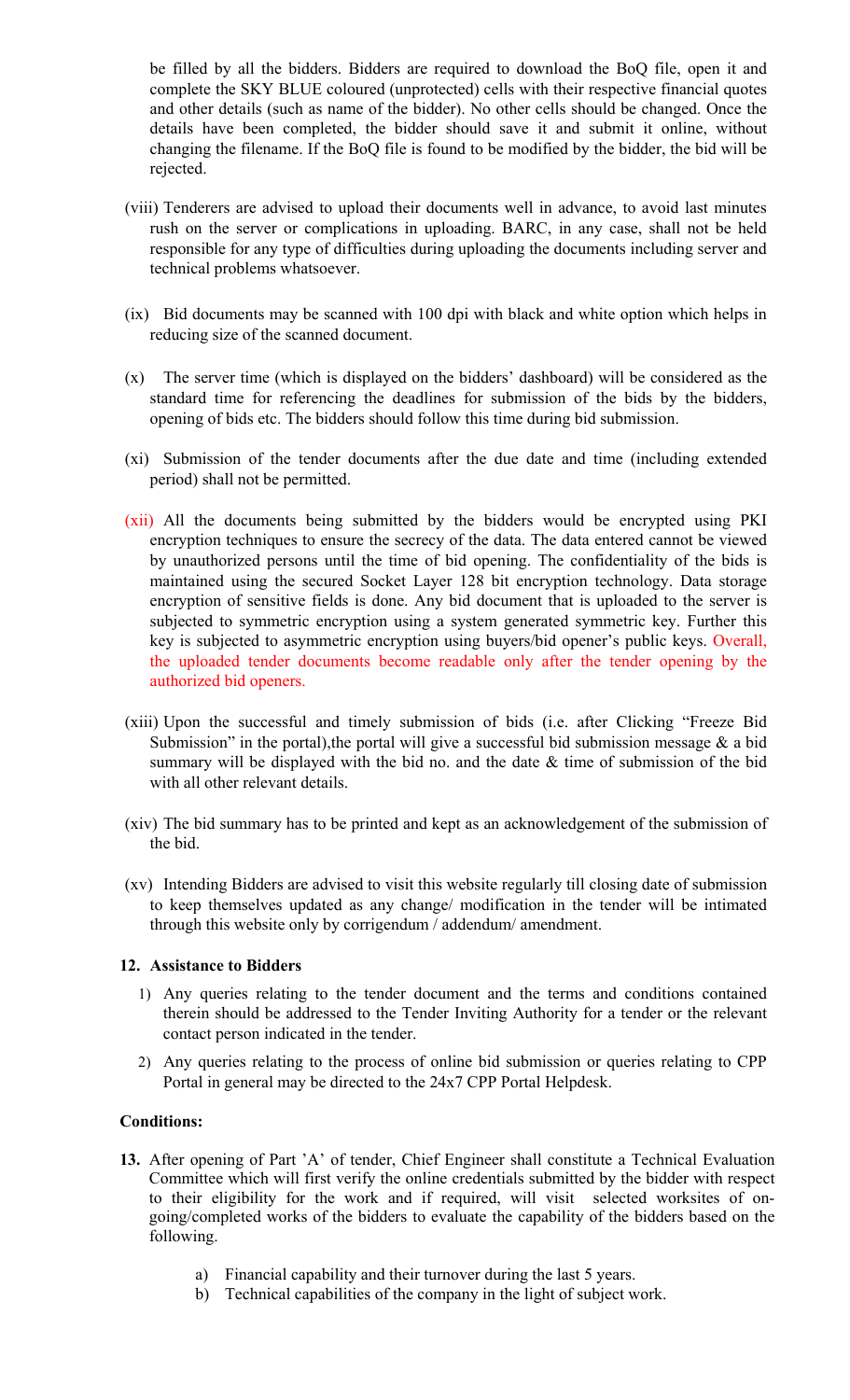be filled by all the bidders. Bidders are required to download the BoQ file, open it and complete the SKY BLUE coloured (unprotected) cells with their respective financial quotes and other details (such as name of the bidder). No other cells should be changed. Once the details have been completed, the bidder should save it and submit it online, without changing the filename. If the BoQ file is found to be modified by the bidder, the bid will be rejected.

(viii) Tenderers are advised to upload their documents well in advance, to avoid last minutes rush on the server or complications in uploading. BARC, in any case, shall not be held responsible for any type of difficulties during uploading the documents including server and technical problems whatsoever.

(ix) Bid documents may be scanned with 100 dpi with black and white option which helps in reducing size of the scanned document.

(x) The server time (which is displayed on the bidders' dashboard) will be considered as the standard time for referencing the deadlines for submission of the bids by the bidders, opening of bids etc. The bidders should follow this time during bid submission.

(xi) Submission of the tender documents after the due date and time (including extended period) shall not be permitted.

(xii) All the documents being submitted by the bidders would be encrypted using PKI encryption techniques to ensure the secrecy of the data. The data entered cannot be viewed by unauthorized persons until the time of bid opening. The confidentiality of the bids is maintained using the secured Socket Layer 128 bit encryption technology. Data storage encryption of sensitive fields is done. Any bid document that is uploaded to the server is subjected to symmetric encryption using a system generated symmetric key. Further this key is subjected to asymmetric encryption using buyers/bid opener's public keys. Overall, the uploaded tender documents become readable only after the tender opening by the authorized bid openers.

(xiii) Upon the successful and timely submission of bids (i.e. after Clicking "Freeze Bid Submission" in the portal),the portal will give a successful bid submission message & a bid summary will be displayed with the bid no. and the date & time of submission of the bid with all other relevant details.

(xiv) The bid summary has to be printed and kept as an acknowledgement of the submission of the bid.

(xv) Intending Bidders are advised to visit this website regularly till closing date of submission to keep themselves updated as any change/ modification in the tender will be intimated through this website only by corrigendum / addendum/ amendment.

**12. Assistance to Bidders**

1) Any queries relating to the tender document and the terms and conditions contained therein should be addressed to the Tender Inviting Authority for a tender or the relevant contact person indicated in the tender.

2) Any queries relating to the process of online bid submission or queries relating to CPP Portal in general may be directed to the 24x7 CPP Portal Helpdesk.

**Conditions:**

**13.** After opening of Part 'A' of tender, Chief Engineer shall constitute a Technical Evaluation Committee which will first verify the online credentials submitted by the bidder with respect to their eligibility for the work and if required, will visit selected worksites of on-going/completed works of the bidders to evaluate the capability of the bidders based on the following.

a) Financial capability and their turnover during the last 5 years.

b) Technical capabilities of the company in the light of subject work.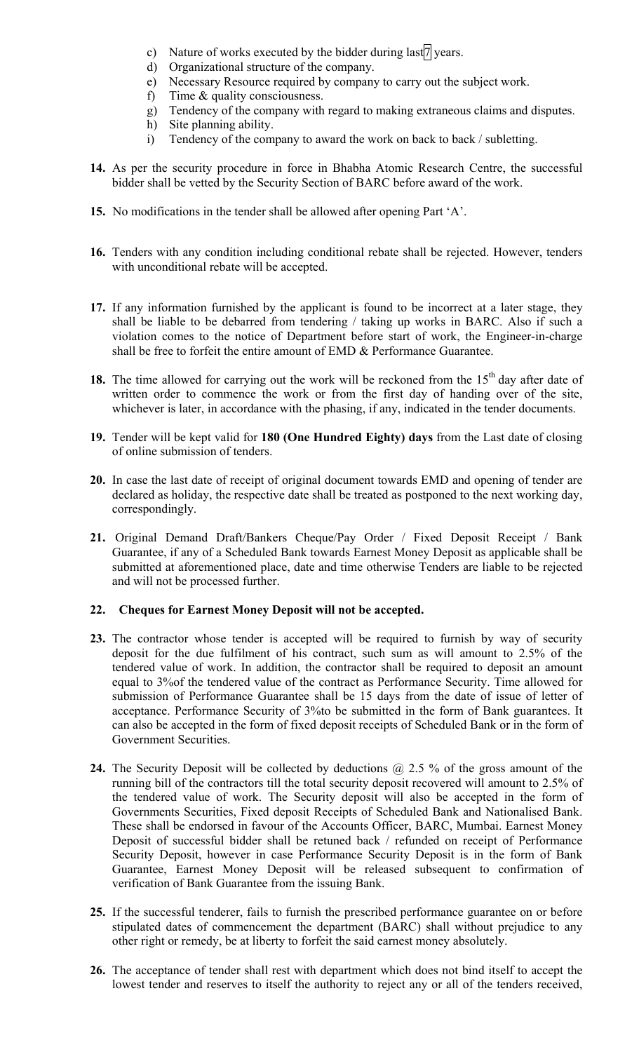c) Nature of works executed by the bidder during last 7 years.
d) Organizational structure of the company.
e) Necessary Resource required by company to carry out the subject work.
f) Time & quality consciousness.
g) Tendency of the company with regard to making extraneous claims and disputes.
h) Site planning ability.
i) Tendency of the company to award the work on back to back / subletting.

**14.** As per the security procedure in force in Bhabha Atomic Research Centre, the successful bidder shall be vetted by the Security Section of BARC before award of the work.

**15.** No modifications in the tender shall be allowed after opening Part 'A'.

**16.** Tenders with any condition including conditional rebate shall be rejected. However, tenders with unconditional rebate will be accepted.

**17.** If any information furnished by the applicant is found to be incorrect at a later stage, they shall be liable to be debarred from tendering / taking up works in BARC. Also if such a violation comes to the notice of Department before start of work, the Engineer-in-charge shall be free to forfeit the entire amount of EMD & Performance Guarantee.

**18.** The time allowed for carrying out the work will be reckoned from the 15th day after date of written order to commence the work or from the first day of handing over of the site, whichever is later, in accordance with the phasing, if any, indicated in the tender documents.

**19.** Tender will be kept valid for **180 (One Hundred Eighty) days** from the Last date of closing of online submission of tenders.

**20.** In case the last date of receipt of original document towards EMD and opening of tender are declared as holiday, the respective date shall be treated as postponed to the next working day, correspondingly.

**21.** Original Demand Draft/Bankers Cheque/Pay Order / Fixed Deposit Receipt / Bank Guarantee, if any of a Scheduled Bank towards Earnest Money Deposit as applicable shall be submitted at aforementioned place, date and time otherwise Tenders are liable to be rejected and will not be processed further.

**22. Cheques for Earnest Money Deposit will not be accepted.**

**23.** The contractor whose tender is accepted will be required to furnish by way of security deposit for the due fulfilment of his contract, such sum as will amount to 2.5% of the tendered value of work. In addition, the contractor shall be required to deposit an amount equal to 3%of the tendered value of the contract as Performance Security. Time allowed for submission of Performance Guarantee shall be 15 days from the date of issue of letter of acceptance. Performance Security of 3%to be submitted in the form of Bank guarantees. It can also be accepted in the form of fixed deposit receipts of Scheduled Bank or in the form of Government Securities.

**24.** The Security Deposit will be collected by deductions @ 2.5 % of the gross amount of the running bill of the contractors till the total security deposit recovered will amount to 2.5% of the tendered value of work. The Security deposit will also be accepted in the form of Governments Securities, Fixed deposit Receipts of Scheduled Bank and Nationalised Bank. These shall be endorsed in favour of the Accounts Officer, BARC, Mumbai. Earnest Money Deposit of successful bidder shall be retuned back / refunded on receipt of Performance Security Deposit, however in case Performance Security Deposit is in the form of Bank Guarantee, Earnest Money Deposit will be released subsequent to confirmation of verification of Bank Guarantee from the issuing Bank.

**25.** If the successful tenderer, fails to furnish the prescribed performance guarantee on or before stipulated dates of commencement the department (BARC) shall without prejudice to any other right or remedy, be at liberty to forfeit the said earnest money absolutely.

**26.** The acceptance of tender shall rest with department which does not bind itself to accept the lowest tender and reserves to itself the authority to reject any or all of the tenders received,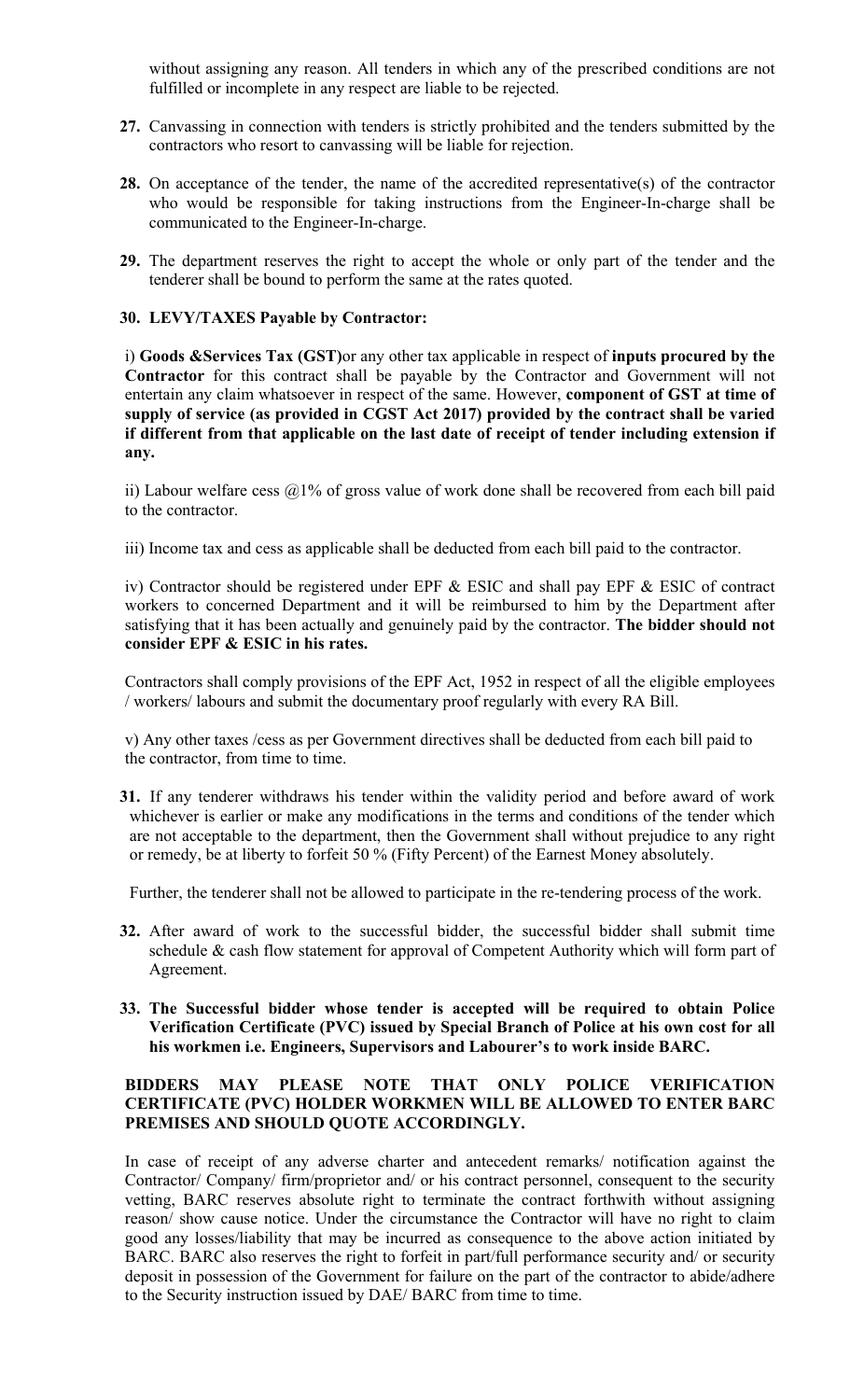without assigning any reason. All tenders in which any of the prescribed conditions are not fulfilled or incomplete in any respect are liable to be rejected.

**27.** Canvassing in connection with tenders is strictly prohibited and the tenders submitted by the contractors who resort to canvassing will be liable for rejection.

**28.** On acceptance of the tender, the name of the accredited representative(s) of the contractor who would be responsible for taking instructions from the Engineer-In-charge shall be communicated to the Engineer-In-charge.

**29.** The department reserves the right to accept the whole or only part of the tender and the tenderer shall be bound to perform the same at the rates quoted.

**30. LEVY/TAXES Payable by Contractor:**

i) **Goods &Services Tax (GST)**or any other tax applicable in respect of **inputs procured by the Contractor** for this contract shall be payable by the Contractor and Government will not entertain any claim whatsoever in respect of the same. However, **component of GST at time of supply of service (as provided in CGST Act 2017) provided by the contract shall be varied if different from that applicable on the last date of receipt of tender including extension if any.**

ii) Labour welfare cess @1% of gross value of work done shall be recovered from each bill paid to the contractor.

iii) Income tax and cess as applicable shall be deducted from each bill paid to the contractor.

iv) Contractor should be registered under EPF & ESIC and shall pay EPF & ESIC of contract workers to concerned Department and it will be reimbursed to him by the Department after satisfying that it has been actually and genuinely paid by the contractor. **The bidder should not consider EPF & ESIC in his rates.**

Contractors shall comply provisions of the EPF Act, 1952 in respect of all the eligible employees / workers/ labours and submit the documentary proof regularly with every RA Bill.

v) Any other taxes /cess as per Government directives shall be deducted from each bill paid to the contractor, from time to time.

**31.** If any tenderer withdraws his tender within the validity period and before award of work whichever is earlier or make any modifications in the terms and conditions of the tender which are not acceptable to the department, then the Government shall without prejudice to any right or remedy, be at liberty to forfeit 50 % (Fifty Percent) of the Earnest Money absolutely.

Further, the tenderer shall not be allowed to participate in the re-tendering process of the work.

**32.** After award of work to the successful bidder, the successful bidder shall submit time schedule & cash flow statement for approval of Competent Authority which will form part of Agreement.

**33. The Successful bidder whose tender is accepted will be required to obtain Police Verification Certificate (PVC) issued by Special Branch of Police at his own cost for all his workmen i.e. Engineers, Supervisors and Labourer's to work inside BARC.**

**BIDDERS MAY PLEASE NOTE THAT ONLY POLICE VERIFICATION CERTIFICATE (PVC) HOLDER WORKMEN WILL BE ALLOWED TO ENTER BARC PREMISES AND SHOULD QUOTE ACCORDINGLY.**

In case of receipt of any adverse charter and antecedent remarks/ notification against the Contractor/ Company/ firm/proprietor and/ or his contract personnel, consequent to the security vetting, BARC reserves absolute right to terminate the contract forthwith without assigning reason/ show cause notice. Under the circumstance the Contractor will have no right to claim good any losses/liability that may be incurred as consequence to the above action initiated by BARC. BARC also reserves the right to forfeit in part/full performance security and/ or security deposit in possession of the Government for failure on the part of the contractor to abide/adhere to the Security instruction issued by DAE/ BARC from time to time.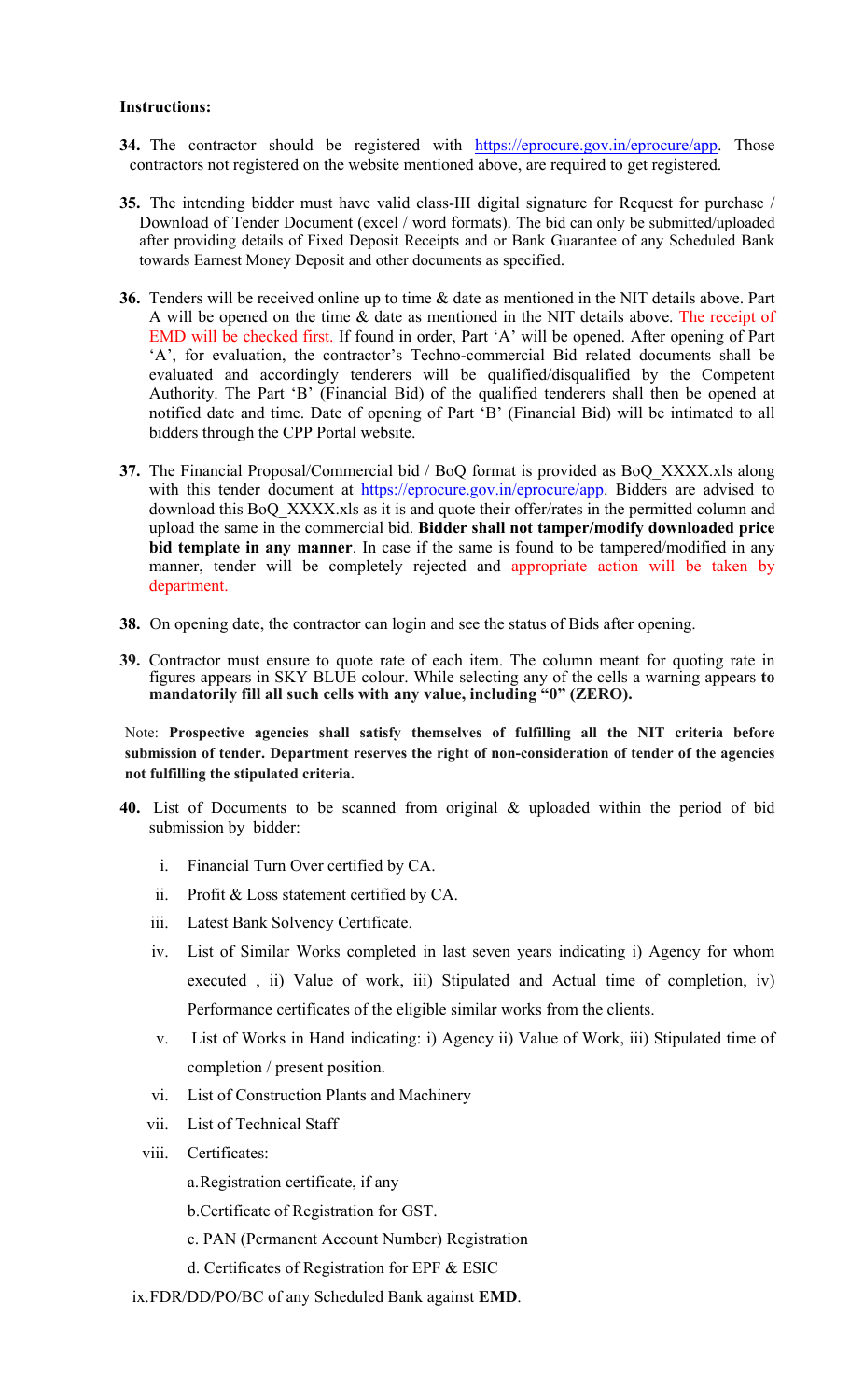**Instructions:**

**34.** The contractor should be registered with https://eprocure.gov.in/eprocure/app. Those contractors not registered on the website mentioned above, are required to get registered.

**35.** The intending bidder must have valid class-III digital signature for Request for purchase / Download of Tender Document (excel / word formats). The bid can only be submitted/uploaded after providing details of Fixed Deposit Receipts and or Bank Guarantee of any Scheduled Bank towards Earnest Money Deposit and other documents as specified.

**36.** Tenders will be received online up to time & date as mentioned in the NIT details above. Part A will be opened on the time & date as mentioned in the NIT details above. The receipt of EMD will be checked first. If found in order, Part 'A' will be opened. After opening of Part 'A', for evaluation, the contractor's Techno-commercial Bid related documents shall be evaluated and accordingly tenderers will be qualified/disqualified by the Competent Authority. The Part 'B' (Financial Bid) of the qualified tenderers shall then be opened at notified date and time. Date of opening of Part 'B' (Financial Bid) will be intimated to all bidders through the CPP Portal website.

**37.** The Financial Proposal/Commercial bid / BoQ format is provided as BoQ_XXXX.xls along with this tender document at https://eprocure.gov.in/eprocure/app. Bidders are advised to download this BoQ_XXXX.xls as it is and quote their offer/rates in the permitted column and upload the same in the commercial bid. **Bidder shall not tamper/modify downloaded price bid template in any manner**. In case if the same is found to be tampered/modified in any manner, tender will be completely rejected and appropriate action will be taken by department.

**38.** On opening date, the contractor can login and see the status of Bids after opening.

**39.** Contractor must ensure to quote rate of each item. The column meant for quoting rate in figures appears in SKY BLUE colour. While selecting any of the cells a warning appears **to mandatorily fill all such cells with any value, including "0" (ZERO).**

Note: **Prospective agencies shall satisfy themselves of fulfilling all the NIT criteria before submission of tender. Department reserves the right of non-consideration of tender of the agencies not fulfilling the stipulated criteria.**

**40.** List of Documents to be scanned from original & uploaded within the period of bid submission by bidder:

i. Financial Turn Over certified by CA.

ii. Profit & Loss statement certified by CA.

iii. Latest Bank Solvency Certificate.

iv. List of Similar Works completed in last seven years indicating i) Agency for whom executed , ii) Value of work, iii) Stipulated and Actual time of completion, iv) Performance certificates of the eligible similar works from the clients.

v. List of Works in Hand indicating: i) Agency ii) Value of Work, iii) Stipulated time of completion / present position.

vi. List of Construction Plants and Machinery

vii. List of Technical Staff

viii. Certificates:

a. Registration certificate, if any

b. Certificate of Registration for GST.

c. PAN (Permanent Account Number) Registration

d. Certificates of Registration for EPF & ESIC

ix. FDR/DD/PO/BC of any Scheduled Bank against **EMD**.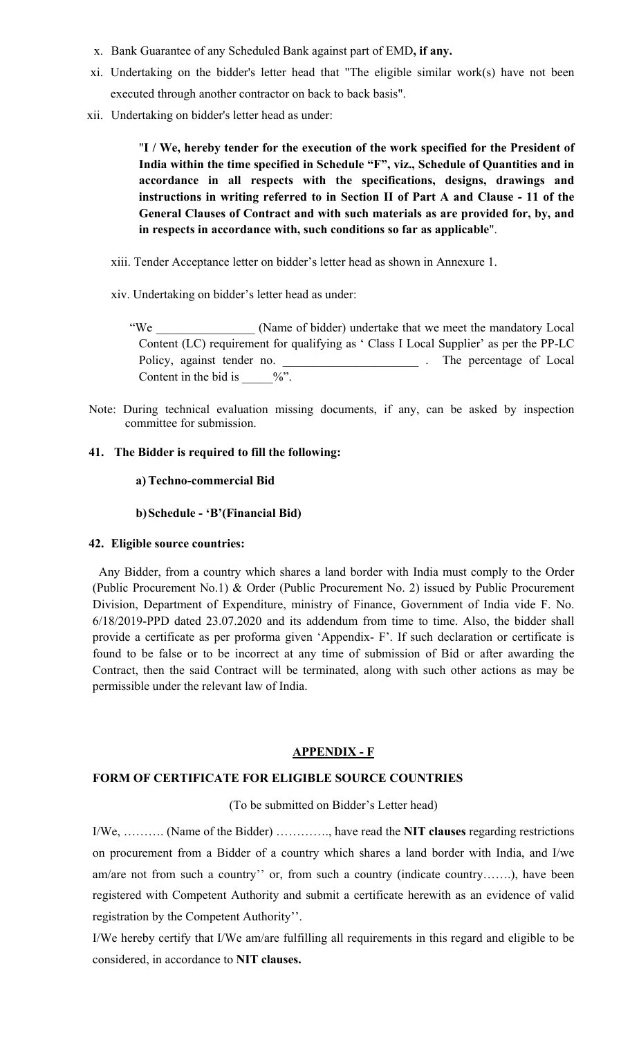x. Bank Guarantee of any Scheduled Bank against part of EMD**, if any.**

xi. Undertaking on the bidder's letter head that "The eligible similar work(s) have not been executed through another contractor on back to back basis".

xii. Undertaking on bidder's letter head as under:

> "**I / We, hereby tender for the execution of the work specified for the President of India within the time specified in Schedule "F", viz., Schedule of Quantities and in accordance in all respects with the specifications, designs, drawings and instructions in writing referred to in Section II of Part A and Clause - 11 of the General Clauses of Contract and with such materials as are provided for, by, and in respects in accordance with, such conditions so far as applicable**".

xiii. Tender Acceptance letter on bidder's letter head as shown in Annexure 1.

xiv. Undertaking on bidder's letter head as under:

> "We ________________ (Name of bidder) undertake that we meet the mandatory Local Content (LC) requirement for qualifying as ' Class I Local Supplier' as per the PP-LC Policy, against tender no. ______________________ . The percentage of Local Content in the bid is _____%".

Note: During technical evaluation missing documents, if any, can be asked by inspection committee for submission.

**41. The Bidder is required to fill the following:**

**a) Techno-commercial Bid**

**b) Schedule - 'B'(Financial Bid)**

**42. Eligible source countries:**

Any Bidder, from a country which shares a land border with India must comply to the Order (Public Procurement No.1) & Order (Public Procurement No. 2) issued by Public Procurement Division, Department of Expenditure, ministry of Finance, Government of India vide F. No. 6/18/2019-PPD dated 23.07.2020 and its addendum from time to time. Also, the bidder shall provide a certificate as per proforma given 'Appendix- F'. If such declaration or certificate is found to be false or to be incorrect at any time of submission of Bid or after awarding the Contract, then the said Contract will be terminated, along with such other actions as may be permissible under the relevant law of India.

## APPENDIX - F

**FORM OF CERTIFICATE FOR ELIGIBLE SOURCE COUNTRIES**

(To be submitted on Bidder's Letter head)

I/We, ………. (Name of the Bidder) …………., have read the **NIT clauses** regarding restrictions on procurement from a Bidder of a country which shares a land border with India, and I/we am/are not from such a country'' or, from such a country (indicate country…….), have been registered with Competent Authority and submit a certificate herewith as an evidence of valid registration by the Competent Authority''.

I/We hereby certify that I/We am/are fulfilling all requirements in this regard and eligible to be considered, in accordance to **NIT clauses.**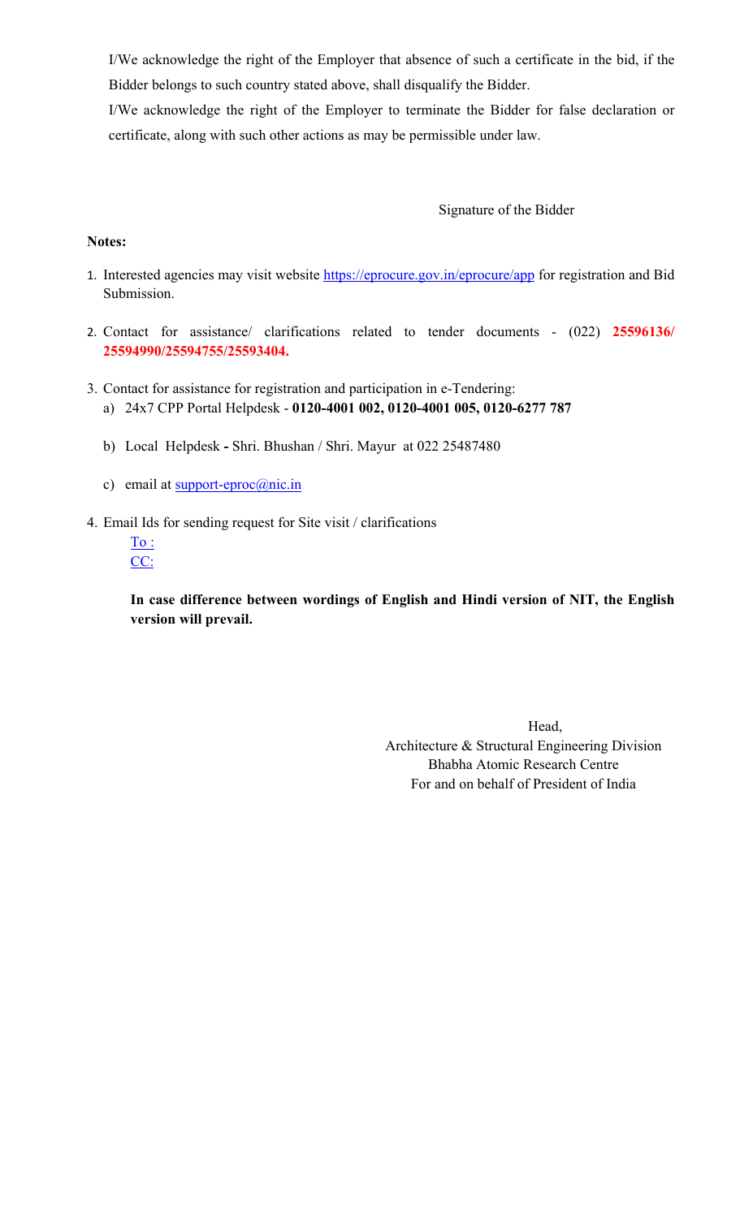I/We acknowledge the right of the Employer that absence of such a certificate in the bid, if the Bidder belongs to such country stated above, shall disqualify the Bidder.

I/We acknowledge the right of the Employer to terminate the Bidder for false declaration or certificate, along with such other actions as may be permissible under law.

Signature of the Bidder

**Notes:**

1. Interested agencies may visit website https://eprocure.gov.in/eprocure/app for registration and Bid Submission.

2. Contact for assistance/ clarifications related to tender documents - (022) **25596136/ 25594990/25594755/25593404.**

3. Contact for assistance for registration and participation in e-Tendering:
   a) 24x7 CPP Portal Helpdesk - **0120-4001 002, 0120-4001 005, 0120-6277 787**

   b) Local Helpdesk **-** Shri. Bhushan / Shri. Mayur at 022 25487480

   c) email at support-eproc@nic.in

4. Email Ids for sending request for Site visit / clarifications

   To :

   CC:

   **In case difference between wordings of English and Hindi version of NIT, the English version will prevail.**

Head,
Architecture & Structural Engineering Division
Bhabha Atomic Research Centre
For and on behalf of President of India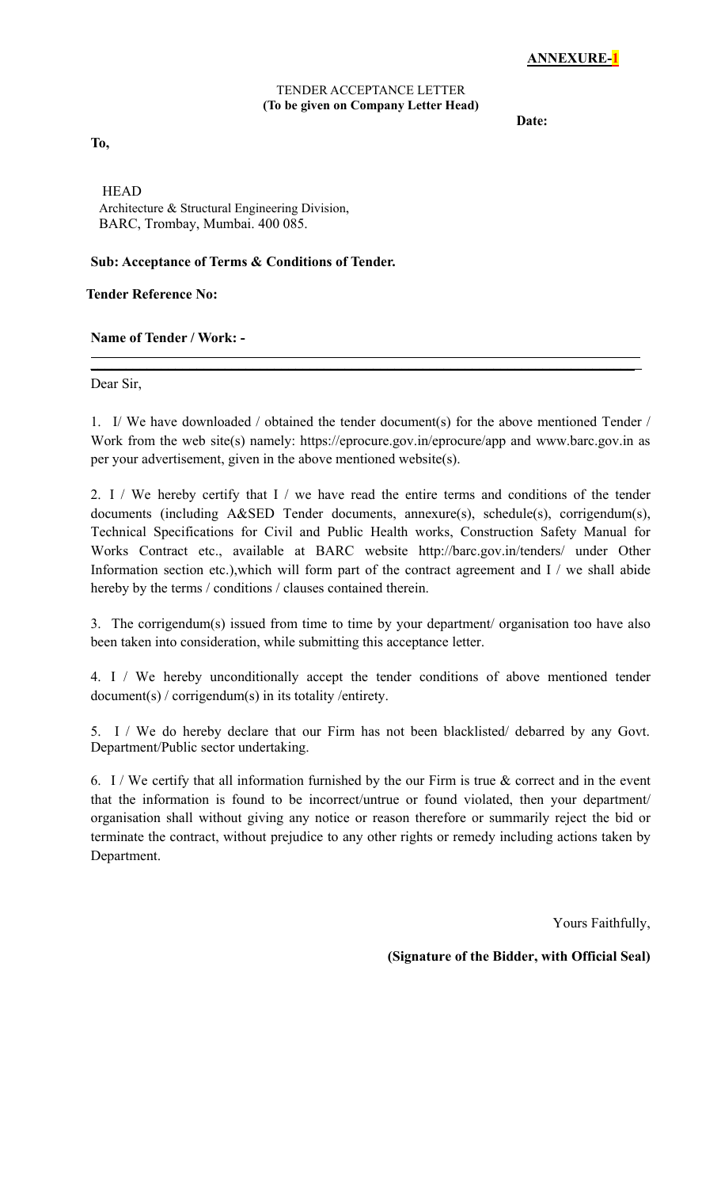**ANNEXURE-1**

TENDER ACCEPTANCE LETTER
**(To be given on Company Letter Head)**

**Date:**

**To,**

HEAD
Architecture & Structural Engineering Division,
BARC, Trombay, Mumbai. 400 085.

**Sub: Acceptance of Terms & Conditions of Tender.**

**Tender Reference No:**

**Name of Tender / Work: -**

Dear Sir,

1. I/ We have downloaded / obtained the tender document(s) for the above mentioned Tender / Work from the web site(s) namely: https://eprocure.gov.in/eprocure/app and www.barc.gov.in as per your advertisement, given in the above mentioned website(s).

2. I / We hereby certify that I / we have read the entire terms and conditions of the tender documents (including A&SED Tender documents, annexure(s), schedule(s), corrigendum(s), Technical Specifications for Civil and Public Health works, Construction Safety Manual for Works Contract etc., available at BARC website http://barc.gov.in/tenders/ under Other Information section etc.),which will form part of the contract agreement and I / we shall abide hereby by the terms / conditions / clauses contained therein.

3. The corrigendum(s) issued from time to time by your department/ organisation too have also been taken into consideration, while submitting this acceptance letter.

4. I / We hereby unconditionally accept the tender conditions of above mentioned tender document(s) / corrigendum(s) in its totality /entirety.

5. I / We do hereby declare that our Firm has not been blacklisted/ debarred by any Govt. Department/Public sector undertaking.

6. I / We certify that all information furnished by the our Firm is true & correct and in the event that the information is found to be incorrect/untrue or found violated, then your department/ organisation shall without giving any notice or reason therefore or summarily reject the bid or terminate the contract, without prejudice to any other rights or remedy including actions taken by Department.

Yours Faithfully,

**(Signature of the Bidder, with Official Seal)**